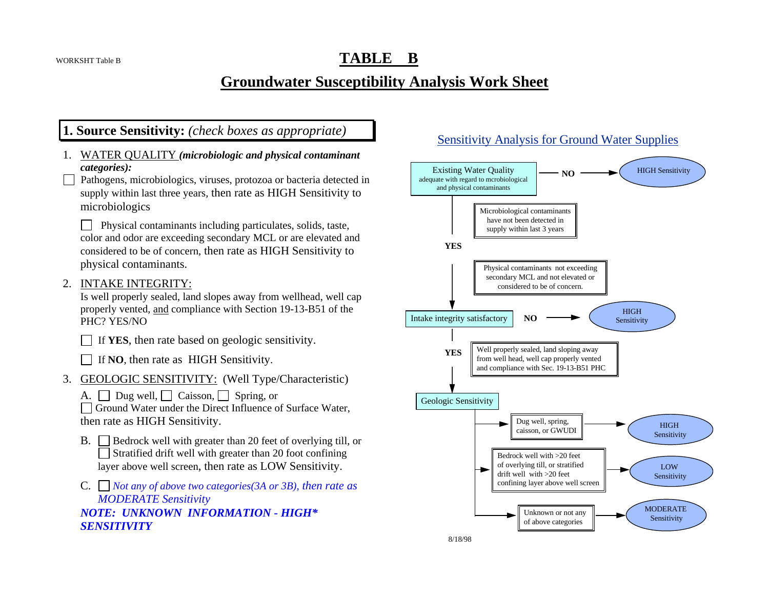WORKSHT Table B

# TABLE B

## Groundwater Susceptibility Analysis Work Sheet

### 1. Source Sensitivity: *(check boxes as appropriate)*

1. WATER QUALITY ***(microbiologic and physical contaminant categories):***

   ☐ Pathogens, microbiologics, viruses, protozoa or bacteria detected in supply within last three years, then rate as HIGH Sensitivity to microbiologics

   ☐ Physical contaminants including particulates, solids, taste, color and odor are exceeding secondary MCL or are elevated and considered to be of concern, then rate as HIGH Sensitivity to physical contaminants.

2. INTAKE INTEGRITY:
   Is well properly sealed, land slopes away from wellhead, well cap properly vented, and compliance with Section 19-13-B51 of the PHC? YES/NO

   ☐ If **YES**, then rate based on geologic sensitivity.

   ☐ If **NO**, then rate as HIGH Sensitivity.

3. GEOLOGIC SENSITIVITY: (Well Type/Characteristic)

   A. ☐ Dug well, ☐ Caisson, ☐ Spring, or ☐ Ground Water under the Direct Influence of Surface Water, then rate as HIGH Sensitivity.

   B. ☐ Bedrock well with greater than 20 feet of overlying till, or ☐ Stratified drift well with greater than 20 foot confining layer above well screen, then rate as LOW Sensitivity.

   C. ☐ *Not any of above two categories(3A or 3B), then rate as MODERATE Sensitivity*

   ***NOTE: UNKNOWN INFORMATION - HIGH\* SENSITIVITY***

### Sensitivity Analysis for Ground Water Supplies

- **Existing Water Quality** adequate with regard to mcrobiological and physical contaminants
  - **NO** → HIGH Sensitivity
  - **YES** (Microbiological contaminants have not been detected in supply within last 3 years; Physical contaminants not exceeding secondary MCL and not elevated or considered to be of concern.) ↓
- **Intake integrity satisfactory**
  - **NO** → HIGH Sensitivity
  - **YES** (Well properly sealed, land sloping away from well head, well cap properly vented and compliance with Sec. 19-13-B51 PHC) ↓
- **Geologic Sensitivity**
  - Dug well, spring, caisson, or GWUDI → HIGH Sensitivity
  - Bedrock well with >20 feet of overlying till, or stratified drift well with >20 feet confining layer above well screen → LOW Sensitivity
  - Unknown or not any of above categories → MODERATE Sensitivity

8/18/98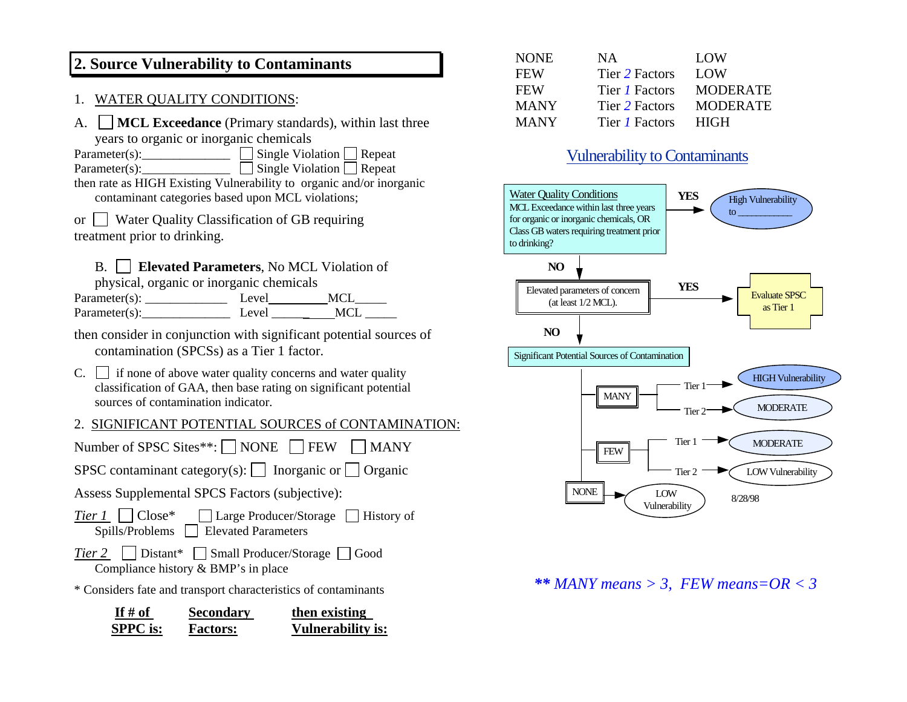## 2. Source Vulnerability to Contaminants

1. WATER QUALITY CONDITIONS:

A. ☐ **MCL Exceedance** (Primary standards), within last three years to organic or inorganic chemicals

Parameter(s):______________ ☐ Single Violation ☐ Repeat
Parameter(s):______________ ☐ Single Violation ☐ Repeat

then rate as HIGH Existing Vulnerability to organic and/or inorganic contaminant categories based upon MCL violations;

or ☐ Water Quality Classification of GB requiring treatment prior to drinking.

B. ☐ **Elevated Parameters**, No MCL Violation of physical, organic or inorganic chemicals

Parameter(s): _____________ Level__________MCL_____
Parameter(s):______________ Level __________MCL _____

then consider in conjunction with significant potential sources of contamination (SPCSs) as a Tier 1 factor.

C. ☐ if none of above water quality concerns and water quality classification of GAA, then base rating on significant potential sources of contamination indicator.

2. SIGNIFICANT POTENTIAL SOURCES of CONTAMINATION:

Number of SPSC Sites**: ☐ NONE ☐ FEW ☐ MANY

SPSC contaminant category(s): ☐ Inorganic or ☐ Organic

Assess Supplemental SPCS Factors (subjective):

*Tier 1* ☐ Close* ☐ Large Producer/Storage ☐ History of Spills/Problems ☐ Elevated Parameters

*Tier 2* ☐ Distant* ☐ Small Producer/Storage ☐ Good Compliance history & BMP's in place

\* Considers fate and transport characteristics of contaminants

| If # of SPPC is: | Secondary Factors: | then existing Vulnerability is: |
|---|---|---|
| NONE | NA | LOW |
| FEW | Tier *2* Factors | LOW |
| FEW | Tier *1* Factors | MODERATE |
| MANY | Tier *2* Factors | MODERATE |
| MANY | Tier *1* Factors | HIGH |

### Vulnerability to Contaminants

- **Water Quality Conditions**: MCL Exceedance within last three years for organic or inorganic chemicals, OR Class GB waters requiring treatment prior to drinking?
  - **YES** → High Vulnerability to __________
  - **NO** → Elevated parameters of concern (at least 1/2 MCL).
    - **YES** → Evaluate SPSC as Tier 1
    - **NO** → Significant Potential Sources of Contamination
      - MANY
        - Tier 1 → HIGH Vulnerability
        - Tier 2 → MODERATE
      - FEW
        - Tier 1 → MODERATE
        - Tier 2 → LOW Vulnerability
      - NONE → LOW Vulnerability

8/28/98

***\*\* MANY means > 3, FEW means=OR < 3***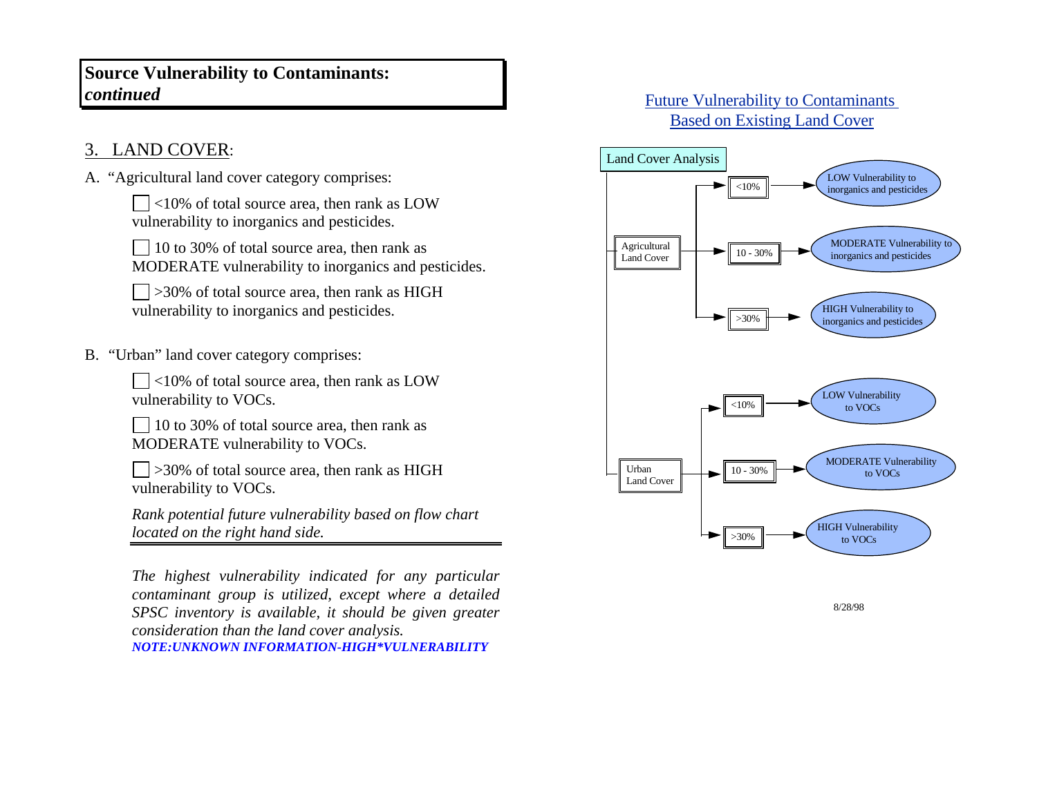## Source Vulnerability to Contaminants: *continued*

### 3. LAND COVER:

A. "Agricultural land cover category comprises:

- [ ] <10% of total source area, then rank as LOW vulnerability to inorganics and pesticides.
- [ ] 10 to 30% of total source area, then rank as MODERATE vulnerability to inorganics and pesticides.
- [ ] >30% of total source area, then rank as HIGH vulnerability to inorganics and pesticides.

B. "Urban" land cover category comprises:

- [ ] <10% of total source area, then rank as LOW vulnerability to VOCs.
- [ ] 10 to 30% of total source area, then rank as MODERATE vulnerability to VOCs.
- [ ] >30% of total source area, then rank as HIGH vulnerability to VOCs.

*Rank potential future vulnerability based on flow chart located on the right hand side.*

*The highest vulnerability indicated for any particular contaminant group is utilized, except where a detailed SPSC inventory is available, it should be given greater consideration than the land cover analysis.*

***NOTE:UNKNOWN INFORMATION-HIGH*VULNERABILITY***

### Future Vulnerability to Contaminants Based on Existing Land Cover

Land Cover Analysis

- Agricultural Land Cover
  - <10% → LOW Vulnerability to inorganics and pesticides
  - 10 - 30% → MODERATE Vulnerability to inorganics and pesticides
  - >30% → HIGH Vulnerability to inorganics and pesticides
- Urban Land Cover
  - <10% → LOW Vulnerability to VOCs
  - 10 - 30% → MODERATE Vulnerability to VOCs
  - >30% → HIGH Vulnerability to VOCs

8/28/98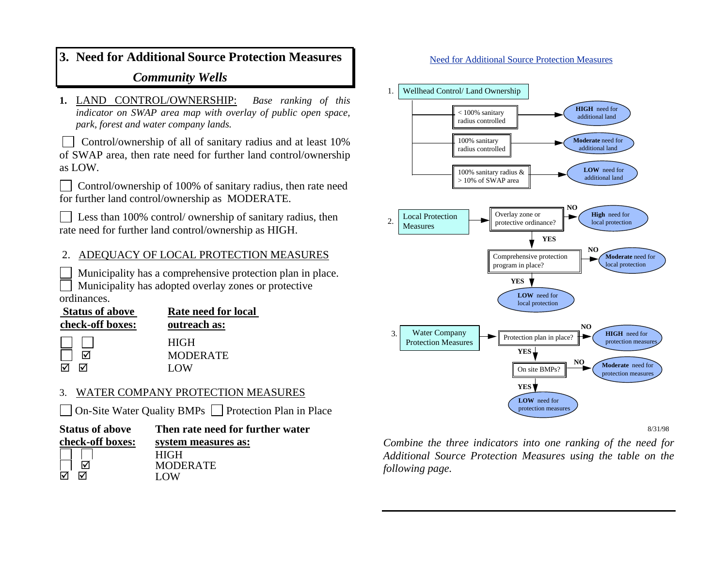# 3. Need for Additional Source Protection Measures

## *Community Wells*

**1.** LAND CONTROL/OWNERSHIP: *Base ranking of this indicator on SWAP area map with overlay of public open space, park, forest and water company lands.*

☐ Control/ownership of all of sanitary radius and at least 10% of SWAP area, then rate need for further land control/ownership as LOW.

☐ Control/ownership of 100% of sanitary radius, then rate need for further land control/ownership as MODERATE.

☐ Less than 100% control/ ownership of sanitary radius, then rate need for further land control/ownership as HIGH.

2. ADEQUACY OF LOCAL PROTECTION MEASURES

☐ Municipality has a comprehensive protection plan in place.
☐ Municipality has adopted overlay zones or protective ordinances.

| **Status of above check-off boxes:** | | **Rate need for local outreach as:** |
|---|---|---|
| ☐ | ☐ | HIGH |
| ☐ | ☑ | MODERATE |
| ☑ | ☑ | LOW |

3. WATER COMPANY PROTECTION MEASURES

☐ On-Site Water Quality BMPs ☐ Protection Plan in Place

| **Status of above check-off boxes:** | | **Then rate need for further water system measures as:** |
|---|---|---|
| ☐ | ☐ | HIGH |
| ☐ | ☑ | MODERATE |
| ☑ | ☑ | LOW |

Need for Additional Source Protection Measures

1. Wellhead Control/ Land Ownership
   - < 100% sanitary radius controlled → **HIGH** need for additional land
   - 100% sanitary radius controlled → **Moderate** need for additional land
   - 100% sanitary radius & > 10% of SWAP area → **LOW** need for additional land

2. Local Protection Measures → Overlay zone or protective ordinance?
   - NO → **High** need for local protection
   - YES → Comprehensive protection program in place?
     - NO → **Moderate** need for local protection
     - YES → **LOW** need for local protection

3. Water Company Protection Measures → Protection plan in place?
   - NO → **HIGH** need for protection measures
   - YES → On site BMPs?
     - NO → **Moderate** need for protection measures
     - YES → **LOW** need for protection measures

8/31/98

*Combine the three indicators into one ranking of the need for Additional Source Protection Measures using the table on the following page.*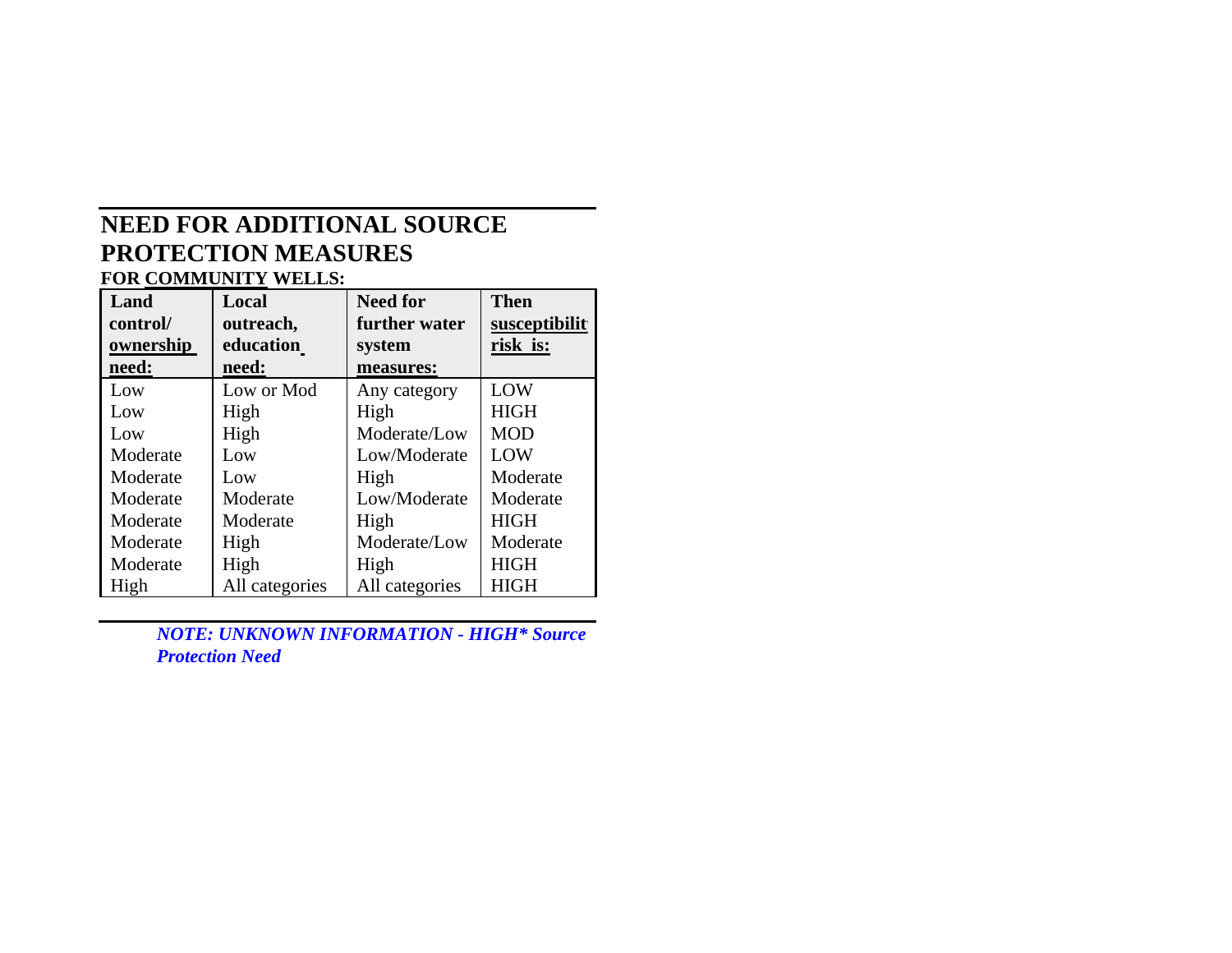## NEED FOR ADDITIONAL SOURCE PROTECTION MEASURES

**FOR COMMUNITY WELLS:**

| Land control/ ownership need: | Local outreach, education need: | Need for further water system measures: | Then susceptibility risk is: |
|---|---|---|---|
| Low | Low or Mod | Any category | LOW |
| Low | High | High | HIGH |
| Low | High | Moderate/Low | MOD |
| Moderate | Low | Low/Moderate | LOW |
| Moderate | Low | High | Moderate |
| Moderate | Moderate | Low/Moderate | Moderate |
| Moderate | Moderate | High | HIGH |
| Moderate | High | Moderate/Low | Moderate |
| Moderate | High | High | HIGH |
| High | All categories | All categories | HIGH |

***NOTE: UNKNOWN INFORMATION - HIGH* Source Protection Need***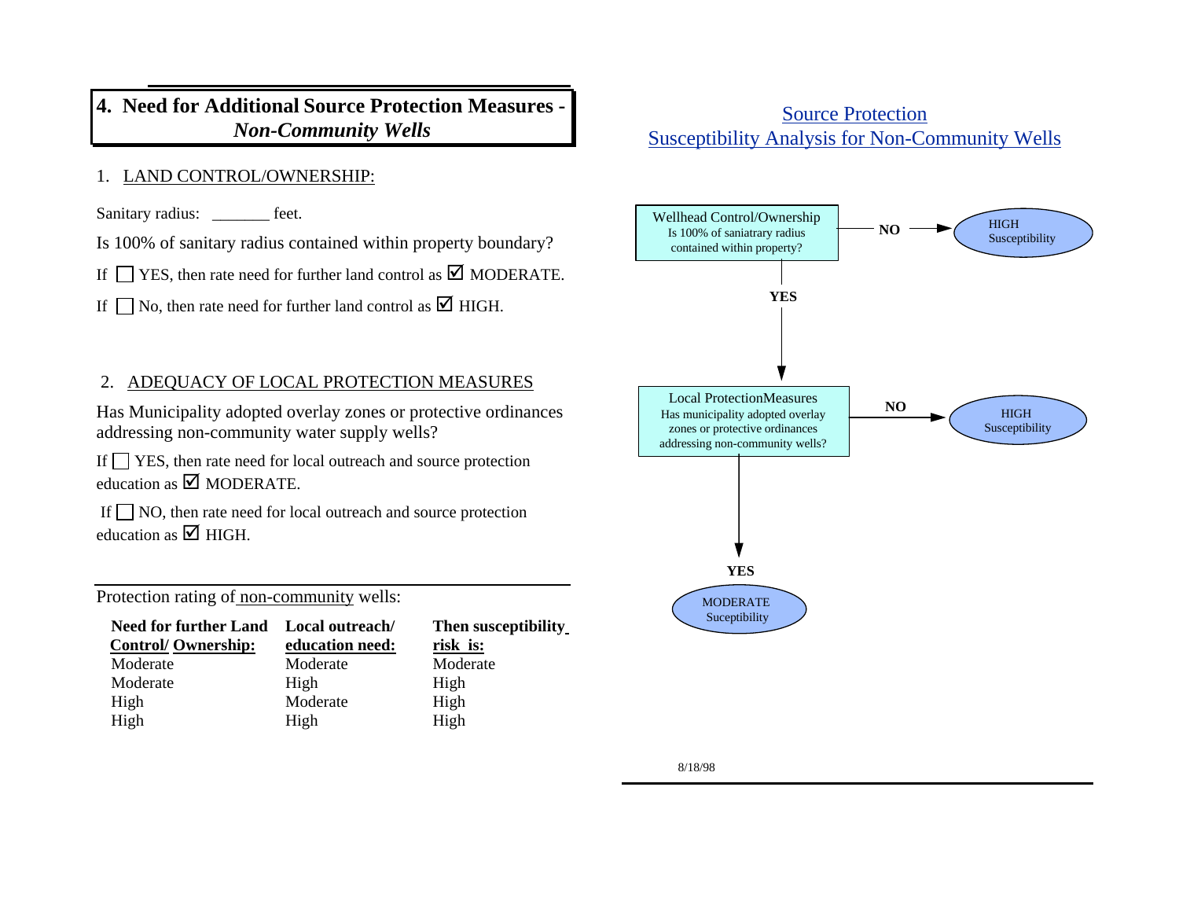## 4. Need for Additional Source Protection Measures - *Non-Community Wells*

1. LAND CONTROL/OWNERSHIP:

Sanitary radius: _______ feet.

Is 100% of sanitary radius contained within property boundary?

If ☐ YES, then rate need for further land control as ☑ MODERATE.

If ☐ No, then rate need for further land control as ☑ HIGH.

2. ADEQUACY OF LOCAL PROTECTION MEASURES

Has Municipality adopted overlay zones or protective ordinances addressing non-community water supply wells?

If ☐ YES, then rate need for local outreach and source protection education as ☑ MODERATE.

If ☐ NO, then rate need for local outreach and source protection education as ☑ HIGH.

Protection rating of non-community wells:

| Need for further Land Control/ Ownership: | Local outreach/ education need: | Then susceptibility risk is: |
|---|---|---|
| Moderate | Moderate | Moderate |
| Moderate | High | High |
| High | Moderate | High |
| High | High | High |

Source Protection
Susceptibility Analysis for Non-Community Wells

Wellhead Control/Ownership
Is 100% of saniatrary radius contained within property?

NO → HIGH Susceptibility

YES ↓

Local ProtectionMeasures
Has municipality adopted overlay zones or protective ordinances addressing non-community wells?

NO → HIGH Susceptibility

YES ↓

MODERATE Suceptibility

8/18/98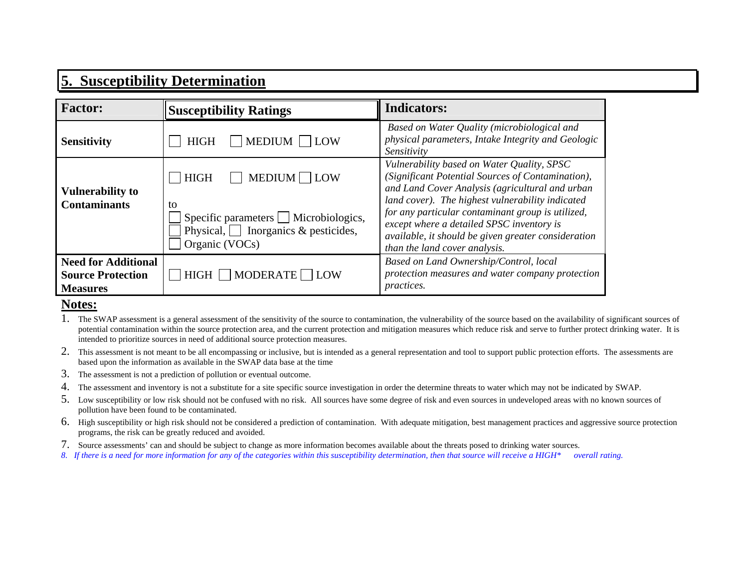## 5. Susceptibility Determination

| **Factor:** | **Susceptibility Ratings** | **Indicators:** |
|---|---|---|
| **Sensitivity** | ☐ HIGH ☐ MEDIUM ☐ LOW | *Based on Water Quality (microbiological and physical parameters, Intake Integrity and Geologic Sensitivity* |
| **Vulnerability to Contaminants** | ☐ HIGH ☐ MEDIUM ☐ LOW<br><br>to<br>☐ Specific parameters ☐ Microbiologics, ☐ Physical, ☐ Inorganics & pesticides, ☐ Organic (VOCs) | *Vulnerability based on Water Quality, SPSC (Significant Potential Sources of Contamination), and Land Cover Analysis (agricultural and urban land cover). The highest vulnerability indicated for any particular contaminant group is utilized, except where a detailed SPSC inventory is available, it should be given greater consideration than the land cover analysis.* |
| **Need for Additional Source Protection Measures** | ☐ HIGH ☐ MODERATE ☐ LOW | *Based on Land Ownership/Control, local protection measures and water company protection practices.* |

**Notes:**

1. The SWAP assessment is a general assessment of the sensitivity of the source to contamination, the vulnerability of the source based on the availability of significant sources of potential contamination within the source protection area, and the current protection and mitigation measures which reduce risk and serve to further protect drinking water. It is intended to prioritize sources in need of additional source protection measures.
2. This assessment is not meant to be all encompassing or inclusive, but is intended as a general representation and tool to support public protection efforts. The assessments are based upon the information as available in the SWAP data base at the time
3. The assessment is not a prediction of pollution or eventual outcome.
4. The assessment and inventory is not a substitute for a site specific source investigation in order the determine threats to water which may not be indicated by SWAP.
5. Low susceptibility or low risk should not be confused with no risk. All sources have some degree of risk and even sources in undeveloped areas with no known sources of pollution have been found to be contaminated.
6. High susceptibility or high risk should not be considered a prediction of contamination. With adequate mitigation, best management practices and aggressive source protection programs, the risk can be greatly reduced and avoided.
7. Source assessments' can and should be subject to change as more information becomes available about the threats posed to drinking water sources.
8. *If there is a need for more information for any of the categories within this susceptibility determination, then that source will receive a HIGH\* overall rating.*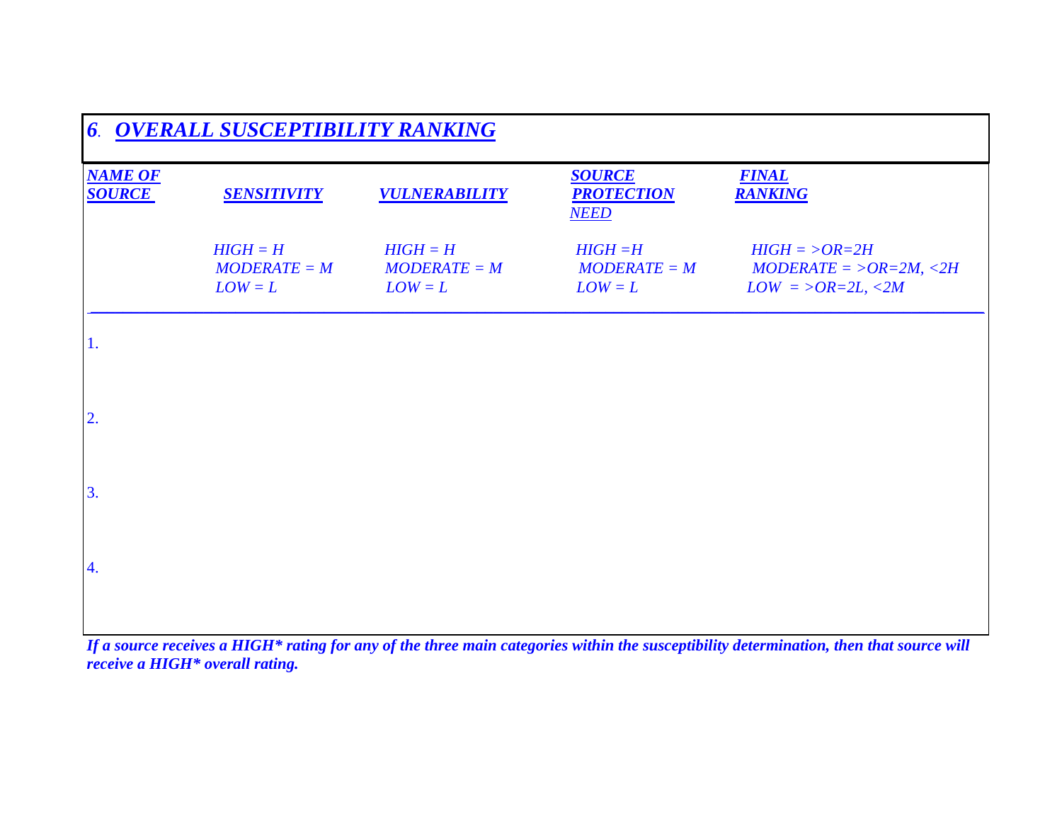## *6. OVERALL SUSCEPTIBILITY RANKING*

| ***NAME OF SOURCE*** | ***SENSITIVITY*** | ***VULNERABILITY*** | ***SOURCE PROTECTION NEED*** | ***FINAL RANKING*** |
|---|---|---|---|---|
| | *HIGH = H*<br>*MODERATE = M*<br>*LOW = L* | *HIGH = H*<br>*MODERATE = M*<br>*LOW = L* | *HIGH =H*<br>*MODERATE = M*<br>*LOW = L* | *HIGH = >OR=2H*<br>*MODERATE = >OR=2M, <2H*<br>*LOW = >OR=2L, <2M* |
| 1. | | | | |
| 2. | | | | |
| 3. | | | | |
| 4. | | | | |

***If a source receives a HIGH\* rating for any of the three main categories within the susceptibility determination, then that source will receive a HIGH\* overall rating.***